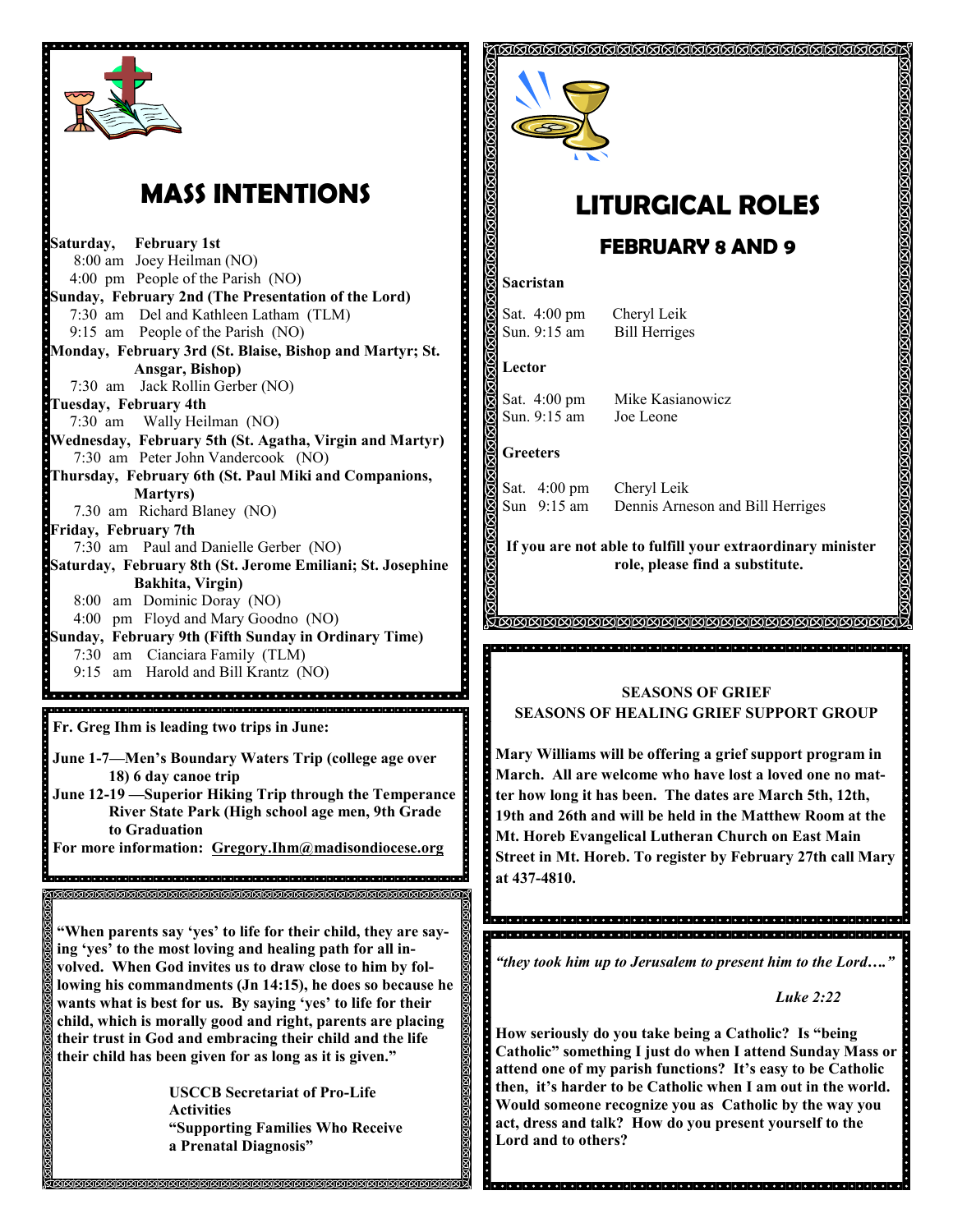# MASS INTENTIONS

**Saturday, February 1st**
8:00 am Joey Heilman (NO)
4:00 pm People of the Parish (NO)

**Sunday, February 2nd (The Presentation of the Lord)**
7:30 am Del and Kathleen Latham (TLM)
9:15 am People of the Parish (NO)

**Monday, February 3rd (St. Blaise, Bishop and Martyr; St. Ansgar, Bishop)**
7:30 am Jack Rollin Gerber (NO)

**Tuesday, February 4th**
7:30 am Wally Heilman (NO)

**Wednesday, February 5th (St. Agatha, Virgin and Martyr)**
7:30 am Peter John Vandercook (NO)

**Thursday, February 6th (St. Paul Miki and Companions, Martyrs)**
7.30 am Richard Blaney (NO)

**Friday, February 7th**
7:30 am Paul and Danielle Gerber (NO)

**Saturday, February 8th (St. Jerome Emiliani; St. Josephine Bakhita, Virgin)**
8:00 am Dominic Doray (NO)
4:00 pm Floyd and Mary Goodno (NO)

**Sunday, February 9th (Fifth Sunday in Ordinary Time)**
7:30 am Cianciara Family (TLM)
9:15 am Harold and Bill Krantz (NO)

**Fr. Greg Ihm is leading two trips in June:**

**June 1-7—Men's Boundary Waters Trip (college age over 18) 6 day canoe trip**
**June 12-19 —Superior Hiking Trip through the Temperance River State Park (High school age men, 9th Grade to Graduation**
**For more information: Gregory.Ihm@madisondiocese.org**

**"When parents say 'yes' to life for their child, they are saying 'yes' to the most loving and healing path for all involved. When God invites us to draw close to him by following his commandments (Jn 14:15), he does so because he wants what is best for us. By saying 'yes' to life for their child, which is morally good and right, parents are placing their trust in God and embracing their child and the life their child has been given for as long as it is given."**

**USCCB Secretariat of Pro-Life Activities**
**"Supporting Families Who Receive a Prenatal Diagnosis"**

# LITURGICAL ROLES

## FEBRUARY 8 AND 9

**Sacristan**

Sat. 4:00 pm Cheryl Leik
Sun. 9:15 am Bill Herriges

**Lector**

Sat. 4:00 pm Mike Kasianowicz
Sun. 9:15 am Joe Leone

**Greeters**

Sat. 4:00 pm Cheryl Leik
Sun 9:15 am Dennis Arneson and Bill Herriges

**If you are not able to fulfill your extraordinary minister role, please find a substitute.**

**SEASONS OF GRIEF**
**SEASONS OF HEALING GRIEF SUPPORT GROUP**

**Mary Williams will be offering a grief support program in March. All are welcome who have lost a loved one no matter how long it has been. The dates are March 5th, 12th, 19th and 26th and will be held in the Matthew Room at the Mt. Horeb Evangelical Lutheran Church on East Main Street in Mt. Horeb. To register by February 27th call Mary at 437-4810.**

***"they took him up to Jerusalem to present him to the Lord…."***

***Luke 2:22***

**How seriously do you take being a Catholic? Is "being Catholic" something I just do when I attend Sunday Mass or attend one of my parish functions? It's easy to be Catholic then, it's harder to be Catholic when I am out in the world. Would someone recognize you as Catholic by the way you act, dress and talk? How do you present yourself to the Lord and to others?**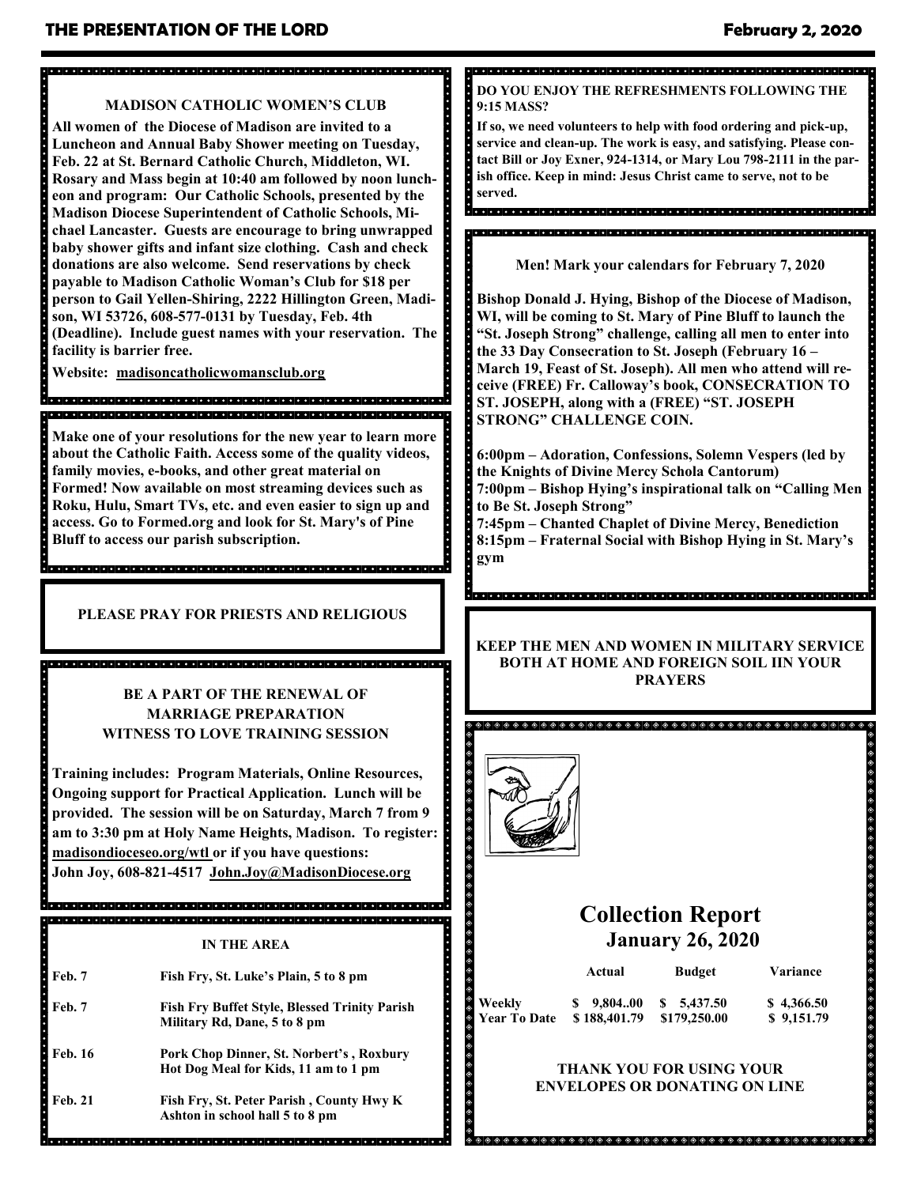### MADISON CATHOLIC WOMEN'S CLUB

**All women of the Diocese of Madison are invited to a Luncheon and Annual Baby Shower meeting on Tuesday, Feb. 22 at St. Bernard Catholic Church, Middleton, WI. Rosary and Mass begin at 10:40 am followed by noon luncheon and program: Our Catholic Schools, presented by the Madison Diocese Superintendent of Catholic Schools, Michael Lancaster. Guests are encourage to bring unwrapped baby shower gifts and infant size clothing. Cash and check donations are also welcome. Send reservations by check payable to Madison Catholic Woman's Club for $18 per person to Gail Yellen-Shiring, 2222 Hillington Green, Madison, WI 53726, 608-577-0131 by Tuesday, Feb. 4th (Deadline). Include guest names with your reservation. The facility is barrier free.**

**Website: madisoncatholicwomansclub.org**

**Make one of your resolutions for the new year to learn more about the Catholic Faith. Access some of the quality videos, family movies, e-books, and other great material on Formed! Now available on most streaming devices such as Roku, Hulu, Smart TVs, etc. and even easier to sign up and access. Go to Formed.org and look for St. Mary's of Pine Bluff to access our parish subscription.**

### PLEASE PRAY FOR PRIESTS AND RELIGIOUS

### BE A PART OF THE RENEWAL OF MARRIAGE PREPARATION WITNESS TO LOVE TRAINING SESSION

**Training includes: Program Materials, Online Resources, Ongoing support for Practical Application. Lunch will be provided. The session will be on Saturday, March 7 from 9 am to 3:30 pm at Holy Name Heights, Madison. To register: madisondioceseo.org/wtl or if you have questions: John Joy, 608-821-4517 John.Joy@MadisonDiocese.org**

### IN THE AREA

| | |
|---|---|
| Feb. 7 | Fish Fry, St. Luke's Plain, 5 to 8 pm |
| Feb. 7 | Fish Fry Buffet Style, Blessed Trinity Parish Military Rd, Dane, 5 to 8 pm |
| Feb. 16 | Pork Chop Dinner, St. Norbert's , Roxbury Hot Dog Meal for Kids, 11 am to 1 pm |
| Feb. 21 | Fish Fry, St. Peter Parish , County Hwy K Ashton in school hall 5 to 8 pm |

### DO YOU ENJOY THE REFRESHMENTS FOLLOWING THE 9:15 MASS?

**If so, we need volunteers to help with food ordering and pick-up, service and clean-up. The work is easy, and satisfying. Please contact Bill or Joy Exner, 924-1314, or Mary Lou 798-2111 in the parish office. Keep in mind: Jesus Christ came to serve, not to be served.**

### Men! Mark your calendars for February 7, 2020

**Bishop Donald J. Hying, Bishop of the Diocese of Madison, WI, will be coming to St. Mary of Pine Bluff to launch the "St. Joseph Strong" challenge, calling all men to enter into the 33 Day Consecration to St. Joseph (February 16 – March 19, Feast of St. Joseph). All men who attend will receive (FREE) Fr. Calloway's book, CONSECRATION TO ST. JOSEPH, along with a (FREE) "ST. JOSEPH STRONG" CHALLENGE COIN.**

**6:00pm – Adoration, Confessions, Solemn Vespers (led by the Knights of Divine Mercy Schola Cantorum)**
**7:00pm – Bishop Hying's inspirational talk on "Calling Men to Be St. Joseph Strong"**
**7:45pm – Chanted Chaplet of Divine Mercy, Benediction**
**8:15pm – Fraternal Social with Bishop Hying in St. Mary's gym**

### KEEP THE MEN AND WOMEN IN MILITARY SERVICE BOTH AT HOME AND FOREIGN SOIL IIN YOUR PRAYERS

## Collection Report
### January 26, 2020

| | Actual | Budget | Variance |
|---|---|---|---|
| Weekly | $ 9,804..00 | $ 5,437.50 | $ 4,366.50 |
| Year To Date | $ 188,401.79 | $179,250.00 | $ 9,151.79 |

**THANK YOU FOR USING YOUR ENVELOPES OR DONATING ON LINE**